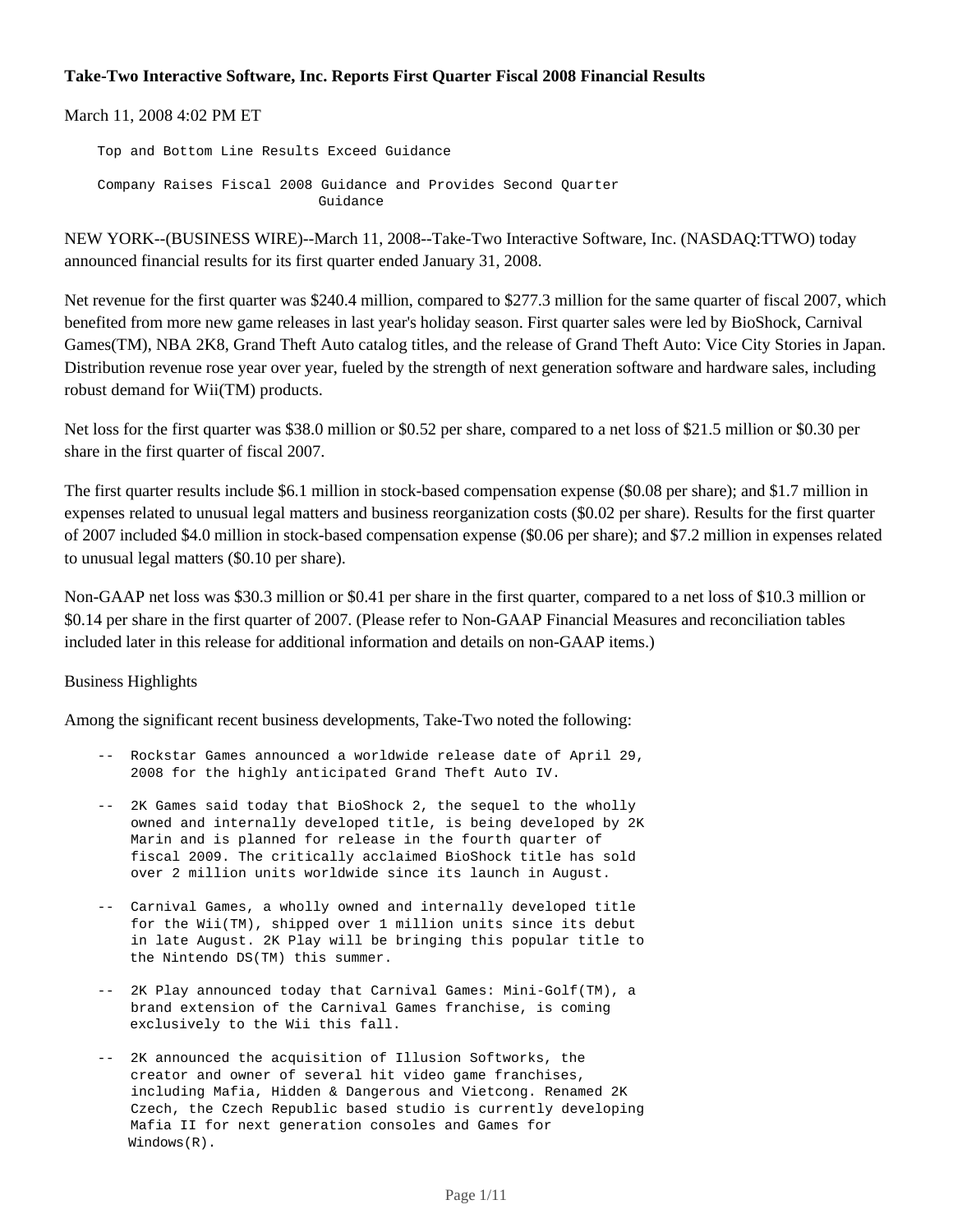# Take-Two Interactive Software, Inc. Reports First Quarter Fiscal 2008 Financial Results

March 11, 2008 4:02 PM ET

Top and Bottom Line Results Exceed Guidance

Company Raises Fiscal 2008 Guidance and Provides Second Quarter Guidance

NEW YORK--(BUSINESS WIRE)--March 11, 2008--Take-Two Interactive Software, Inc. (NASDAQ:TTWO) today announced financial results for its first quarter ended January 31, 2008.

Net revenue for the first quarter was $240.4 million, compared to $277.3 million for the same quarter of fiscal 2007, which benefited from more new game releases in last year's holiday season. First quarter sales were led by BioShock, Carnival Games(TM), NBA 2K8, Grand Theft Auto catalog titles, and the release of Grand Theft Auto: Vice City Stories in Japan. Distribution revenue rose year over year, fueled by the strength of next generation software and hardware sales, including robust demand for Wii(TM) products.

Net loss for the first quarter was $38.0 million or $0.52 per share, compared to a net loss of $21.5 million or $0.30 per share in the first quarter of fiscal 2007.

The first quarter results include $6.1 million in stock-based compensation expense ($0.08 per share); and $1.7 million in expenses related to unusual legal matters and business reorganization costs ($0.02 per share). Results for the first quarter of 2007 included $4.0 million in stock-based compensation expense ($0.06 per share); and $7.2 million in expenses related to unusual legal matters ($0.10 per share).

Non-GAAP net loss was $30.3 million or $0.41 per share in the first quarter, compared to a net loss of $10.3 million or $0.14 per share in the first quarter of 2007. (Please refer to Non-GAAP Financial Measures and reconciliation tables included later in this release for additional information and details on non-GAAP items.)

Business Highlights

Among the significant recent business developments, Take-Two noted the following:

- Rockstar Games announced a worldwide release date of April 29, 2008 for the highly anticipated Grand Theft Auto IV.
- 2K Games said today that BioShock 2, the sequel to the wholly owned and internally developed title, is being developed by 2K Marin and is planned for release in the fourth quarter of fiscal 2009. The critically acclaimed BioShock title has sold over 2 million units worldwide since its launch in August.
- Carnival Games, a wholly owned and internally developed title for the Wii(TM), shipped over 1 million units since its debut in late August. 2K Play will be bringing this popular title to the Nintendo DS(TM) this summer.
- 2K Play announced today that Carnival Games: Mini-Golf(TM), a brand extension of the Carnival Games franchise, is coming exclusively to the Wii this fall.
- 2K announced the acquisition of Illusion Softworks, the creator and owner of several hit video game franchises, including Mafia, Hidden & Dangerous and Vietcong. Renamed 2K Czech, the Czech Republic based studio is currently developing Mafia II for next generation consoles and Games for Windows(R).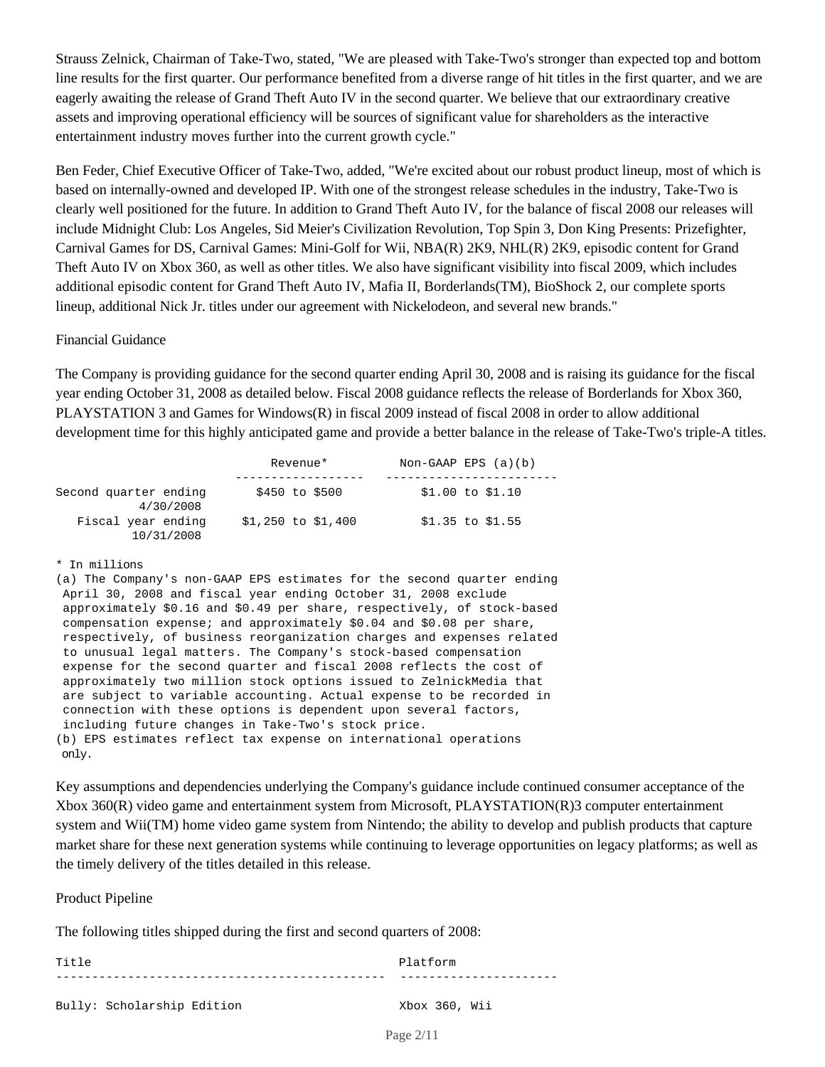Strauss Zelnick, Chairman of Take-Two, stated, "We are pleased with Take-Two's stronger than expected top and bottom line results for the first quarter. Our performance benefited from a diverse range of hit titles in the first quarter, and we are eagerly awaiting the release of Grand Theft Auto IV in the second quarter. We believe that our extraordinary creative assets and improving operational efficiency will be sources of significant value for shareholders as the interactive entertainment industry moves further into the current growth cycle."

Ben Feder, Chief Executive Officer of Take-Two, added, "We're excited about our robust product lineup, most of which is based on internally-owned and developed IP. With one of the strongest release schedules in the industry, Take-Two is clearly well positioned for the future. In addition to Grand Theft Auto IV, for the balance of fiscal 2008 our releases will include Midnight Club: Los Angeles, Sid Meier's Civilization Revolution, Top Spin 3, Don King Presents: Prizefighter, Carnival Games for DS, Carnival Games: Mini-Golf for Wii, NBA(R) 2K9, NHL(R) 2K9, episodic content for Grand Theft Auto IV on Xbox 360, as well as other titles. We also have significant visibility into fiscal 2009, which includes additional episodic content for Grand Theft Auto IV, Mafia II, Borderlands(TM), BioShock 2, our complete sports lineup, additional Nick Jr. titles under our agreement with Nickelodeon, and several new brands."

Financial Guidance

The Company is providing guidance for the second quarter ending April 30, 2008 and is raising its guidance for the fiscal year ending October 31, 2008 as detailed below. Fiscal 2008 guidance reflects the release of Borderlands for Xbox 360, PLAYSTATION 3 and Games for Windows(R) in fiscal 2009 instead of fiscal 2008 in order to allow additional development time for this highly anticipated game and provide a better balance in the release of Take-Two's triple-A titles.

| | Revenue* | Non-GAAP EPS (a)(b) |
|---|---|---|
| Second quarter ending 4/30/2008 | $450 to $500 | $1.00 to $1.10 |
| Fiscal year ending 10/31/2008 | $1,250 to $1,400 | $1.35 to $1.55 |

\* In millions

(a) The Company's non-GAAP EPS estimates for the second quarter ending April 30, 2008 and fiscal year ending October 31, 2008 exclude approximately $0.16 and $0.49 per share, respectively, of stock-based compensation expense; and approximately $0.04 and $0.08 per share, respectively, of business reorganization charges and expenses related to unusual legal matters. The Company's stock-based compensation expense for the second quarter and fiscal 2008 reflects the cost of approximately two million stock options issued to ZelnickMedia that are subject to variable accounting. Actual expense to be recorded in connection with these options is dependent upon several factors, including future changes in Take-Two's stock price.

(b) EPS estimates reflect tax expense on international operations only.

Key assumptions and dependencies underlying the Company's guidance include continued consumer acceptance of the Xbox 360(R) video game and entertainment system from Microsoft, PLAYSTATION(R)3 computer entertainment system and Wii(TM) home video game system from Nintendo; the ability to develop and publish products that capture market share for these next generation systems while continuing to leverage opportunities on legacy platforms; as well as the timely delivery of the titles detailed in this release.

Product Pipeline

The following titles shipped during the first and second quarters of 2008:

| Title | Platform |
|---|---|
| Bully: Scholarship Edition | Xbox 360, Wii |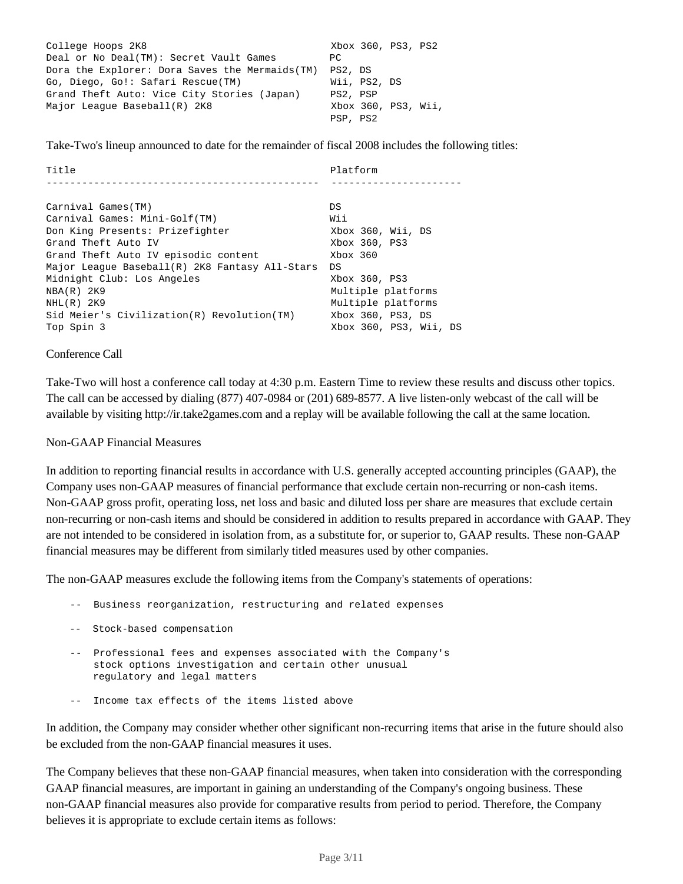| | |
|---|---|
| College Hoops 2K8 | Xbox 360, PS3, PS2 |
| Deal or No Deal(TM): Secret Vault Games | PC |
| Dora the Explorer: Dora Saves the Mermaids(TM) | PS2, DS |
| Go, Diego, Go!: Safari Rescue(TM) | Wii, PS2, DS |
| Grand Theft Auto: Vice City Stories (Japan) | PS2, PSP |
| Major League Baseball(R) 2K8 | Xbox 360, PS3, Wii, PSP, PS2 |

Take-Two's lineup announced to date for the remainder of fiscal 2008 includes the following titles:

| Title | Platform |
|---|---|
| Carnival Games(TM) | DS |
| Carnival Games: Mini-Golf(TM) | Wii |
| Don King Presents: Prizefighter | Xbox 360, Wii, DS |
| Grand Theft Auto IV | Xbox 360, PS3 |
| Grand Theft Auto IV episodic content | Xbox 360 |
| Major League Baseball(R) 2K8 Fantasy All-Stars | DS |
| Midnight Club: Los Angeles | Xbox 360, PS3 |
| NBA(R) 2K9 | Multiple platforms |
| NHL(R) 2K9 | Multiple platforms |
| Sid Meier's Civilization(R) Revolution(TM) | Xbox 360, PS3, DS |
| Top Spin 3 | Xbox 360, PS3, Wii, DS |

Conference Call

Take-Two will host a conference call today at 4:30 p.m. Eastern Time to review these results and discuss other topics. The call can be accessed by dialing (877) 407-0984 or (201) 689-8577. A live listen-only webcast of the call will be available by visiting http://ir.take2games.com and a replay will be available following the call at the same location.

Non-GAAP Financial Measures

In addition to reporting financial results in accordance with U.S. generally accepted accounting principles (GAAP), the Company uses non-GAAP measures of financial performance that exclude certain non-recurring or non-cash items. Non-GAAP gross profit, operating loss, net loss and basic and diluted loss per share are measures that exclude certain non-recurring or non-cash items and should be considered in addition to results prepared in accordance with GAAP. They are not intended to be considered in isolation from, as a substitute for, or superior to, GAAP results. These non-GAAP financial measures may be different from similarly titled measures used by other companies.

The non-GAAP measures exclude the following items from the Company's statements of operations:

- Business reorganization, restructuring and related expenses
- Stock-based compensation
- Professional fees and expenses associated with the Company's stock options investigation and certain other unusual regulatory and legal matters
- Income tax effects of the items listed above

In addition, the Company may consider whether other significant non-recurring items that arise in the future should also be excluded from the non-GAAP financial measures it uses.

The Company believes that these non-GAAP financial measures, when taken into consideration with the corresponding GAAP financial measures, are important in gaining an understanding of the Company's ongoing business. These non-GAAP financial measures also provide for comparative results from period to period. Therefore, the Company believes it is appropriate to exclude certain items as follows: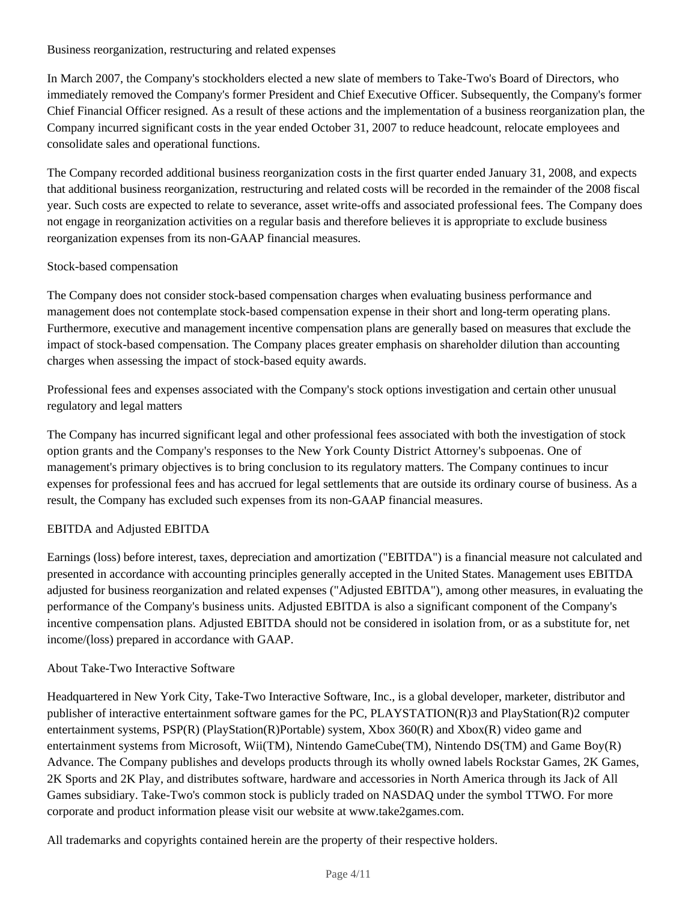### Business reorganization, restructuring and related expenses

In March 2007, the Company's stockholders elected a new slate of members to Take-Two's Board of Directors, who immediately removed the Company's former President and Chief Executive Officer. Subsequently, the Company's former Chief Financial Officer resigned. As a result of these actions and the implementation of a business reorganization plan, the Company incurred significant costs in the year ended October 31, 2007 to reduce headcount, relocate employees and consolidate sales and operational functions.

The Company recorded additional business reorganization costs in the first quarter ended January 31, 2008, and expects that additional business reorganization, restructuring and related costs will be recorded in the remainder of the 2008 fiscal year. Such costs are expected to relate to severance, asset write-offs and associated professional fees. The Company does not engage in reorganization activities on a regular basis and therefore believes it is appropriate to exclude business reorganization expenses from its non-GAAP financial measures.

### Stock-based compensation

The Company does not consider stock-based compensation charges when evaluating business performance and management does not contemplate stock-based compensation expense in their short and long-term operating plans. Furthermore, executive and management incentive compensation plans are generally based on measures that exclude the impact of stock-based compensation. The Company places greater emphasis on shareholder dilution than accounting charges when assessing the impact of stock-based equity awards.

### Professional fees and expenses associated with the Company's stock options investigation and certain other unusual regulatory and legal matters

The Company has incurred significant legal and other professional fees associated with both the investigation of stock option grants and the Company's responses to the New York County District Attorney's subpoenas. One of management's primary objectives is to bring conclusion to its regulatory matters. The Company continues to incur expenses for professional fees and has accrued for legal settlements that are outside its ordinary course of business. As a result, the Company has excluded such expenses from its non-GAAP financial measures.

### EBITDA and Adjusted EBITDA

Earnings (loss) before interest, taxes, depreciation and amortization ("EBITDA") is a financial measure not calculated and presented in accordance with accounting principles generally accepted in the United States. Management uses EBITDA adjusted for business reorganization and related expenses ("Adjusted EBITDA"), among other measures, in evaluating the performance of the Company's business units. Adjusted EBITDA is also a significant component of the Company's incentive compensation plans. Adjusted EBITDA should not be considered in isolation from, or as a substitute for, net income/(loss) prepared in accordance with GAAP.

### About Take-Two Interactive Software

Headquartered in New York City, Take-Two Interactive Software, Inc., is a global developer, marketer, distributor and publisher of interactive entertainment software games for the PC, PLAYSTATION(R)3 and PlayStation(R)2 computer entertainment systems, PSP(R) (PlayStation(R)Portable) system, Xbox 360(R) and Xbox(R) video game and entertainment systems from Microsoft, Wii(TM), Nintendo GameCube(TM), Nintendo DS(TM) and Game Boy(R) Advance. The Company publishes and develops products through its wholly owned labels Rockstar Games, 2K Games, 2K Sports and 2K Play, and distributes software, hardware and accessories in North America through its Jack of All Games subsidiary. Take-Two's common stock is publicly traded on NASDAQ under the symbol TTWO. For more corporate and product information please visit our website at www.take2games.com.

All trademarks and copyrights contained herein are the property of their respective holders.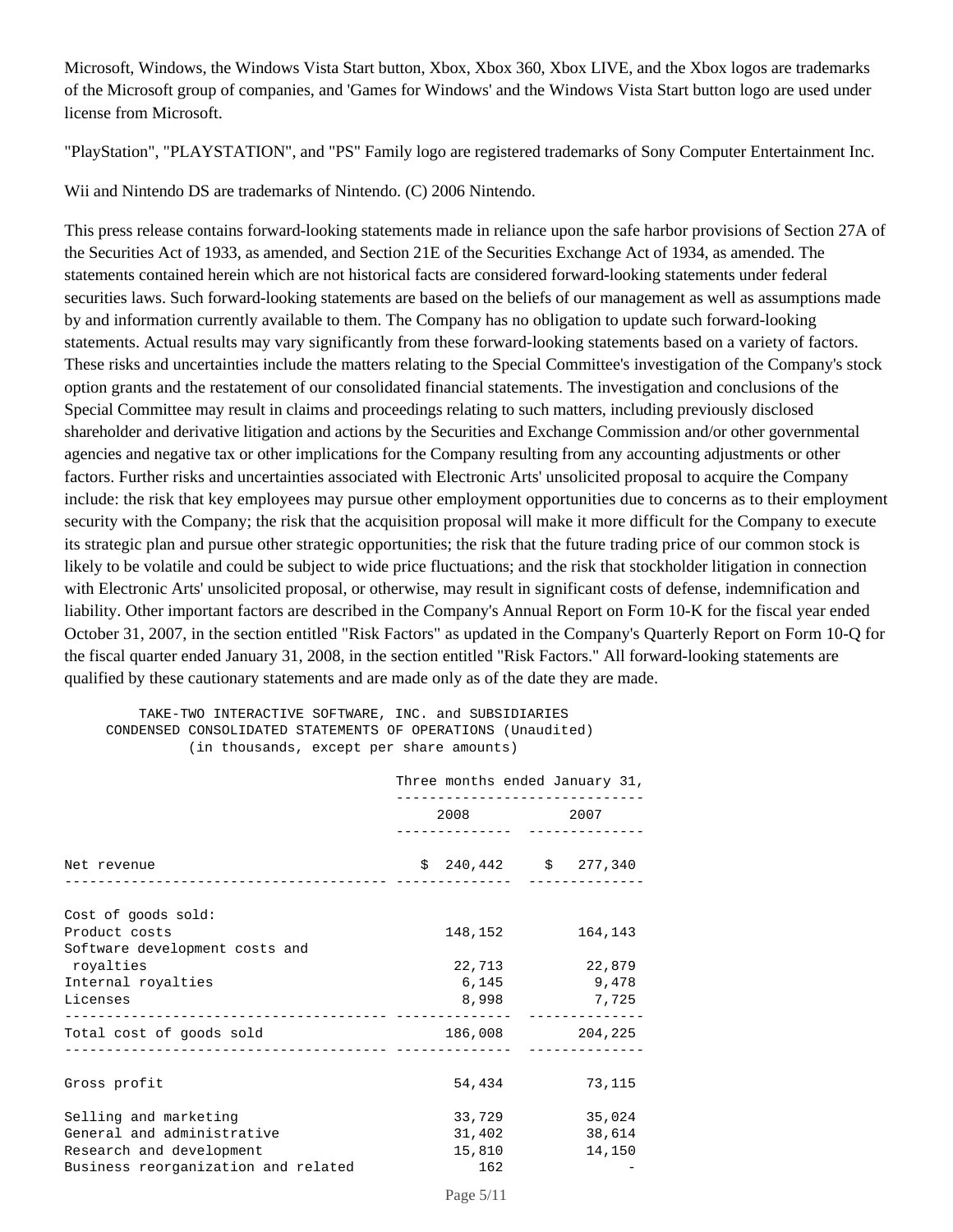Microsoft, Windows, the Windows Vista Start button, Xbox, Xbox 360, Xbox LIVE, and the Xbox logos are trademarks of the Microsoft group of companies, and 'Games for Windows' and the Windows Vista Start button logo are used under license from Microsoft.

"PlayStation", "PLAYSTATION", and "PS" Family logo are registered trademarks of Sony Computer Entertainment Inc.

Wii and Nintendo DS are trademarks of Nintendo. (C) 2006 Nintendo.

This press release contains forward-looking statements made in reliance upon the safe harbor provisions of Section 27A of the Securities Act of 1933, as amended, and Section 21E of the Securities Exchange Act of 1934, as amended. The statements contained herein which are not historical facts are considered forward-looking statements under federal securities laws. Such forward-looking statements are based on the beliefs of our management as well as assumptions made by and information currently available to them. The Company has no obligation to update such forward-looking statements. Actual results may vary significantly from these forward-looking statements based on a variety of factors. These risks and uncertainties include the matters relating to the Special Committee's investigation of the Company's stock option grants and the restatement of our consolidated financial statements. The investigation and conclusions of the Special Committee may result in claims and proceedings relating to such matters, including previously disclosed shareholder and derivative litigation and actions by the Securities and Exchange Commission and/or other governmental agencies and negative tax or other implications for the Company resulting from any accounting adjustments or other factors. Further risks and uncertainties associated with Electronic Arts' unsolicited proposal to acquire the Company include: the risk that key employees may pursue other employment opportunities due to concerns as to their employment security with the Company; the risk that the acquisition proposal will make it more difficult for the Company to execute its strategic plan and pursue other strategic opportunities; the risk that the future trading price of our common stock is likely to be volatile and could be subject to wide price fluctuations; and the risk that stockholder litigation in connection with Electronic Arts' unsolicited proposal, or otherwise, may result in significant costs of defense, indemnification and liability. Other important factors are described in the Company's Annual Report on Form 10-K for the fiscal year ended October 31, 2007, in the section entitled "Risk Factors" as updated in the Company's Quarterly Report on Form 10-Q for the fiscal quarter ended January 31, 2008, in the section entitled "Risk Factors." All forward-looking statements are qualified by these cautionary statements and are made only as of the date they are made.

TAKE-TWO INTERACTIVE SOFTWARE, INC. and SUBSIDIARIES
CONDENSED CONSOLIDATED STATEMENTS OF OPERATIONS (Unaudited)
(in thousands, except per share amounts)

| | Three months ended January 31, | |
|---|---|---|
| | 2008 | 2007 |
| Net revenue | $ 240,442 | $ 277,340 |
| Cost of goods sold: | | |
| Product costs | 148,152 | 164,143 |
| Software development costs and royalties | 22,713 | 22,879 |
| Internal royalties | 6,145 | 9,478 |
| Licenses | 8,998 | 7,725 |
| Total cost of goods sold | 186,008 | 204,225 |
| Gross profit | 54,434 | 73,115 |
| Selling and marketing | 33,729 | 35,024 |
| General and administrative | 31,402 | 38,614 |
| Research and development | 15,810 | 14,150 |
| Business reorganization and related | 162 | - |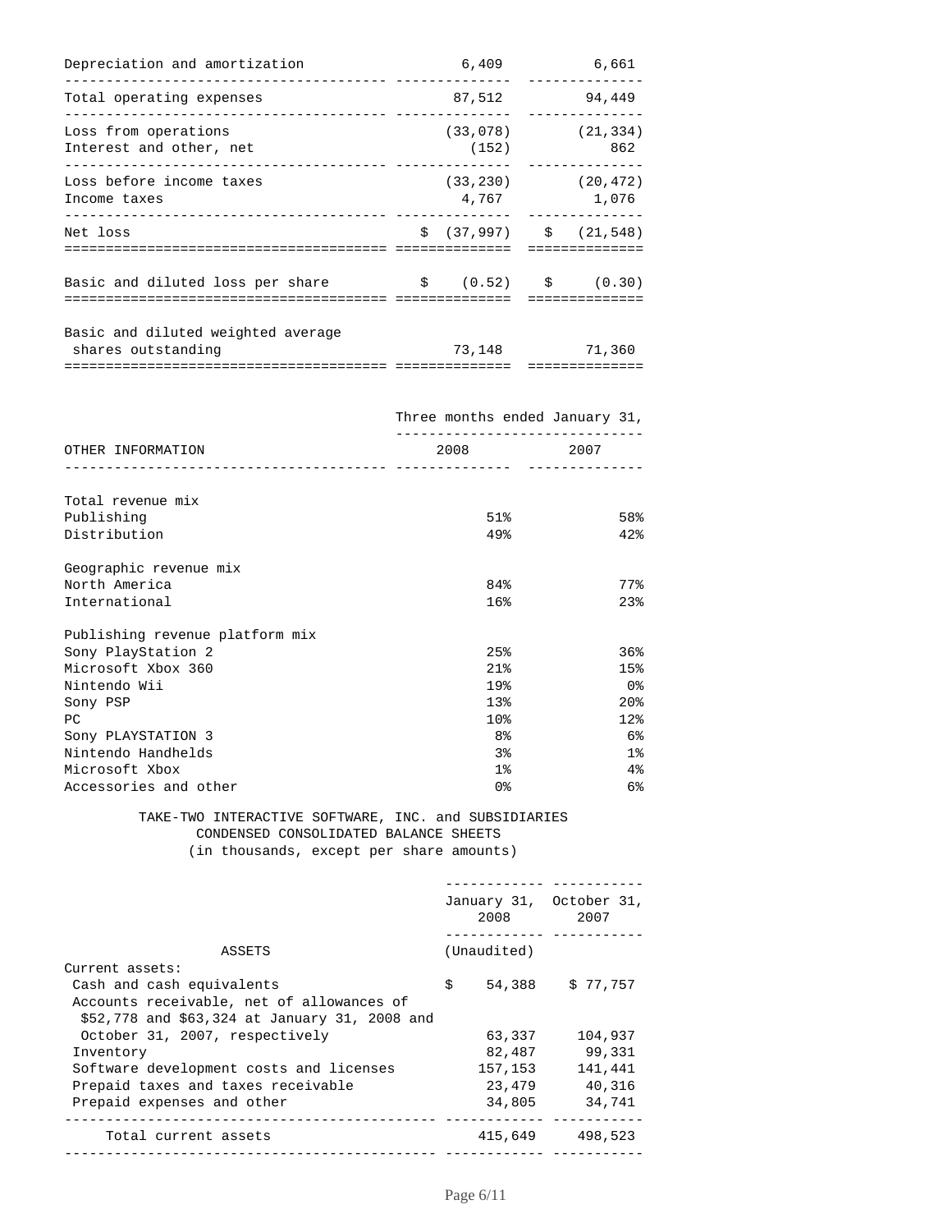| | | |
|---|---|---|
| Depreciation and amortization | 6,409 | 6,661 |
| Total operating expenses | 87,512 | 94,449 |
| Loss from operations | (33,078) | (21,334) |
| Interest and other, net | (152) | 862 |
| Loss before income taxes | (33,230) | (20,472) |
| Income taxes | 4,767 | 1,076 |
| Net loss | $ (37,997) | $ (21,548) |
| Basic and diluted loss per share | $ (0.52) | $ (0.30) |
| Basic and diluted weighted average shares outstanding | 73,148 | 71,360 |

| | Three months ended January 31, | |
|---|---|---|
| OTHER INFORMATION | 2008 | 2007 |
| **Total revenue mix** | | |
| Publishing | 51% | 58% |
| Distribution | 49% | 42% |
| **Geographic revenue mix** | | |
| North America | 84% | 77% |
| International | 16% | 23% |
| **Publishing revenue platform mix** | | |
| Sony PlayStation 2 | 25% | 36% |
| Microsoft Xbox 360 | 21% | 15% |
| Nintendo Wii | 19% | 0% |
| Sony PSP | 13% | 20% |
| PC | 10% | 12% |
| Sony PLAYSTATION 3 | 8% | 6% |
| Nintendo Handhelds | 3% | 1% |
| Microsoft Xbox | 1% | 4% |
| Accessories and other | 0% | 6% |

TAKE-TWO INTERACTIVE SOFTWARE, INC. and SUBSIDIARIES
CONDENSED CONSOLIDATED BALANCE SHEETS
(in thousands, except per share amounts)

| | January 31, 2008 | October 31, 2007 |
|---|---|---|
| ASSETS | (Unaudited) | |
| Current assets: | | |
| Cash and cash equivalents | $ 54,388 | $ 77,757 |
| Accounts receivable, net of allowances of $52,778 and $63,324 at January 31, 2008 and October 31, 2007, respectively | 63,337 | 104,937 |
| Inventory | 82,487 | 99,331 |
| Software development costs and licenses | 157,153 | 141,441 |
| Prepaid taxes and taxes receivable | 23,479 | 40,316 |
| Prepaid expenses and other | 34,805 | 34,741 |
| Total current assets | 415,649 | 498,523 |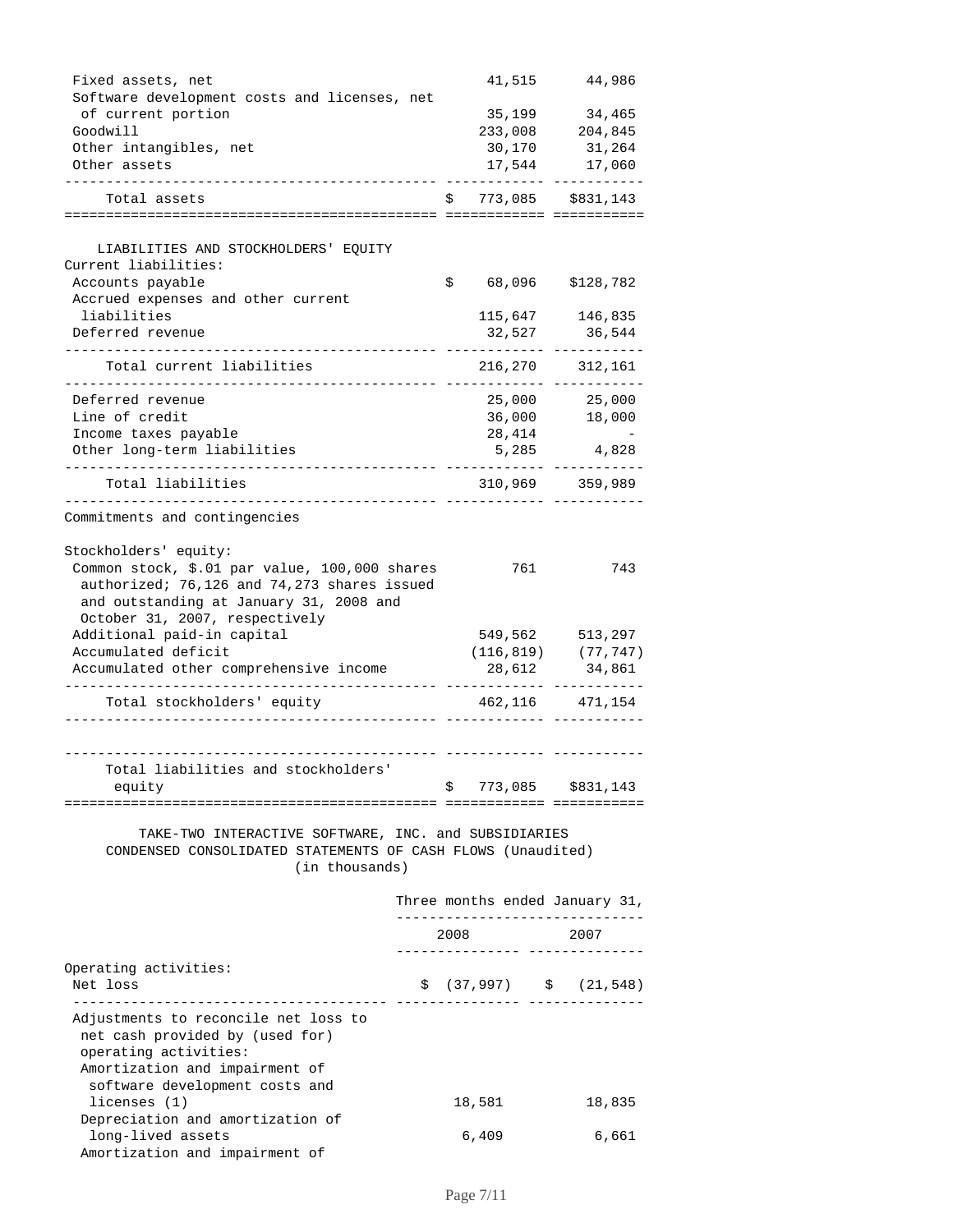| | | |
|---|---|---|
| Fixed assets, net | 41,515 | 44,986 |
| Software development costs and licenses, net of current portion | 35,199 | 34,465 |
| Goodwill | 233,008 | 204,845 |
| Other intangibles, net | 30,170 | 31,264 |
| Other assets | 17,544 | 17,060 |
| Total assets | $ 773,085 | $831,143 |

| | | |
|---|---|---|
| LIABILITIES AND STOCKHOLDERS' EQUITY | | |
| Current liabilities: | | |
| Accounts payable | $ 68,096 | $128,782 |
| Accrued expenses and other current liabilities | 115,647 | 146,835 |
| Deferred revenue | 32,527 | 36,544 |
| Total current liabilities | 216,270 | 312,161 |
| Deferred revenue | 25,000 | 25,000 |
| Line of credit | 36,000 | 18,000 |
| Income taxes payable | 28,414 | - |
| Other long-term liabilities | 5,285 | 4,828 |
| Total liabilities | 310,969 | 359,989 |
| Commitments and contingencies | | |
| Stockholders' equity: | | |
| Common stock, $.01 par value, 100,000 shares authorized; 76,126 and 74,273 shares issued and outstanding at January 31, 2008 and October 31, 2007, respectively | 761 | 743 |
| Additional paid-in capital | 549,562 | 513,297 |
| Accumulated deficit | (116,819) | (77,747) |
| Accumulated other comprehensive income | 28,612 | 34,861 |
| Total stockholders' equity | 462,116 | 471,154 |
| Total liabilities and stockholders' equity | $ 773,085 | $831,143 |

TAKE-TWO INTERACTIVE SOFTWARE, INC. and SUBSIDIARIES
CONDENSED CONSOLIDATED STATEMENTS OF CASH FLOWS (Unaudited)
(in thousands)

| | Three months ended January 31, | |
|---|---|---|
| | 2008 | 2007 |
| Operating activities: | | |
| Net loss | $ (37,997) | $ (21,548) |
| Adjustments to reconcile net loss to net cash provided by (used for) operating activities: | | |
| Amortization and impairment of software development costs and licenses (1) | 18,581 | 18,835 |
| Depreciation and amortization of long-lived assets | 6,409 | 6,661 |
| Amortization and impairment of | | |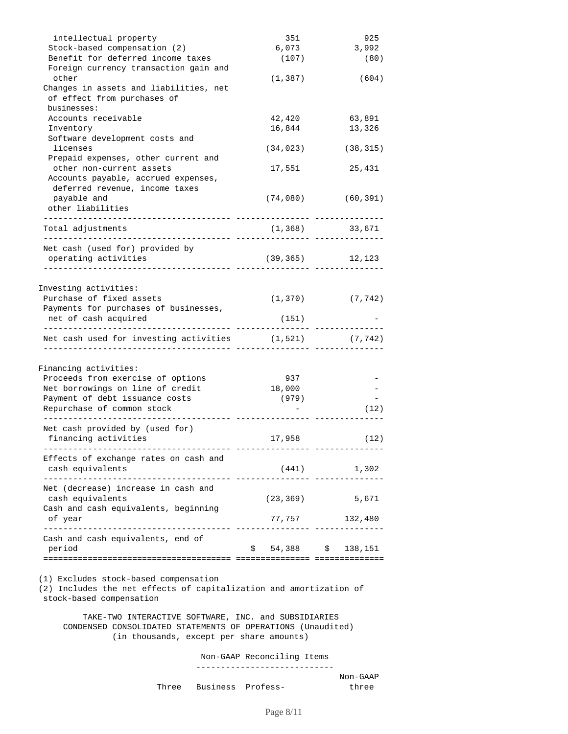| | | |
|---|---|---|
| intellectual property | 351 | 925 |
| Stock-based compensation (2) | 6,073 | 3,992 |
| Benefit for deferred income taxes | (107) | (80) |
| Foreign currency transaction gain and other | (1,387) | (604) |
| Changes in assets and liabilities, net of effect from purchases of businesses: | | |
| Accounts receivable | 42,420 | 63,891 |
| Inventory | 16,844 | 13,326 |
| Software development costs and licenses | (34,023) | (38,315) |
| Prepaid expenses, other current and other non-current assets | 17,551 | 25,431 |
| Accounts payable, accrued expenses, deferred revenue, income taxes payable and other liabilities | (74,080) | (60,391) |
| Total adjustments | (1,368) | 33,671 |
| Net cash (used for) provided by operating activities | (39,365) | 12,123 |
| Investing activities: | | |
| Purchase of fixed assets | (1,370) | (7,742) |
| Payments for purchases of businesses, net of cash acquired | (151) | - |
| Net cash used for investing activities | (1,521) | (7,742) |
| Financing activities: | | |
| Proceeds from exercise of options | 937 | - |
| Net borrowings on line of credit | 18,000 | - |
| Payment of debt issuance costs | (979) | - |
| Repurchase of common stock | - | (12) |
| Net cash provided by (used for) financing activities | 17,958 | (12) |
| Effects of exchange rates on cash and cash equivalents | (441) | 1,302 |
| Net (decrease) increase in cash and cash equivalents | (23,369) | 5,671 |
| Cash and cash equivalents, beginning of year | 77,757 | 132,480 |
| Cash and cash equivalents, end of period | $ 54,388 | $ 138,151 |

(1) Excludes stock-based compensation

(2) Includes the net effects of capitalization and amortization of stock-based compensation

TAKE-TWO INTERACTIVE SOFTWARE, INC. and SUBSIDIARIES
CONDENSED CONSOLIDATED STATEMENTS OF OPERATIONS (Unaudited)
(in thousands, except per share amounts)

| | Three | Non-GAAP Reconciling Items: Business | Profess- | Non-GAAP three |
|---|---|---|---|---|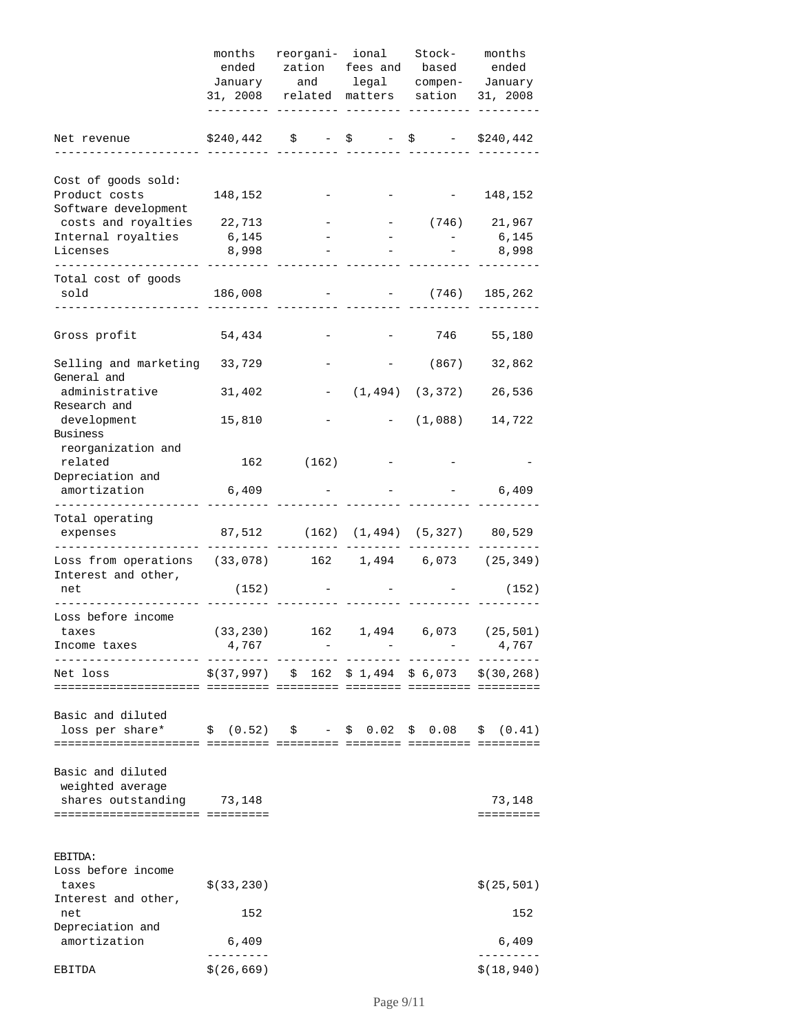| | months ended January 31, 2008 | reorganization and related | ional fees and legal matters | Stock-based compensation | months ended January 31, 2008 |
|---|---|---|---|---|---|
| Net revenue | $240,442 | $ - | $ - | $ - | $240,442 |
| Cost of goods sold: | | | | | |
| Product costs | 148,152 | - | - | - | 148,152 |
| Software development costs and royalties | 22,713 | - | - | (746) | 21,967 |
| Internal royalties | 6,145 | - | - | - | 6,145 |
| Licenses | 8,998 | - | - | - | 8,998 |
| Total cost of goods sold | 186,008 | - | - | (746) | 185,262 |
| Gross profit | 54,434 | - | - | 746 | 55,180 |
| Selling and marketing | 33,729 | - | - | (867) | 32,862 |
| General and administrative | 31,402 | - | (1,494) | (3,372) | 26,536 |
| Research and development | 15,810 | - | - | (1,088) | 14,722 |
| Business reorganization and related | 162 | (162) | - | - | - |
| Depreciation and amortization | 6,409 | - | - | - | 6,409 |
| Total operating expenses | 87,512 | (162) | (1,494) | (5,327) | 80,529 |
| Loss from operations | (33,078) | 162 | 1,494 | 6,073 | (25,349) |
| Interest and other, net | (152) | - | - | - | (152) |
| Loss before income taxes | (33,230) | 162 | 1,494 | 6,073 | (25,501) |
| Income taxes | 4,767 | - | - | - | 4,767 |
| Net loss | $(37,997) | $ 162 | $ 1,494 | $ 6,073 | $(30,268) |
| Basic and diluted loss per share* | $ (0.52) | $ - | $ 0.02 | $ 0.08 | $ (0.41) |
| Basic and diluted weighted average shares outstanding | 73,148 | | | | 73,148 |
| EBITDA: | | | | | |
| Loss before income taxes | $(33,230) | | | | $(25,501) |
| Interest and other, net | 152 | | | | 152 |
| Depreciation and amortization | 6,409 | | | | 6,409 |
| EBITDA | $(26,669) | | | | $(18,940) |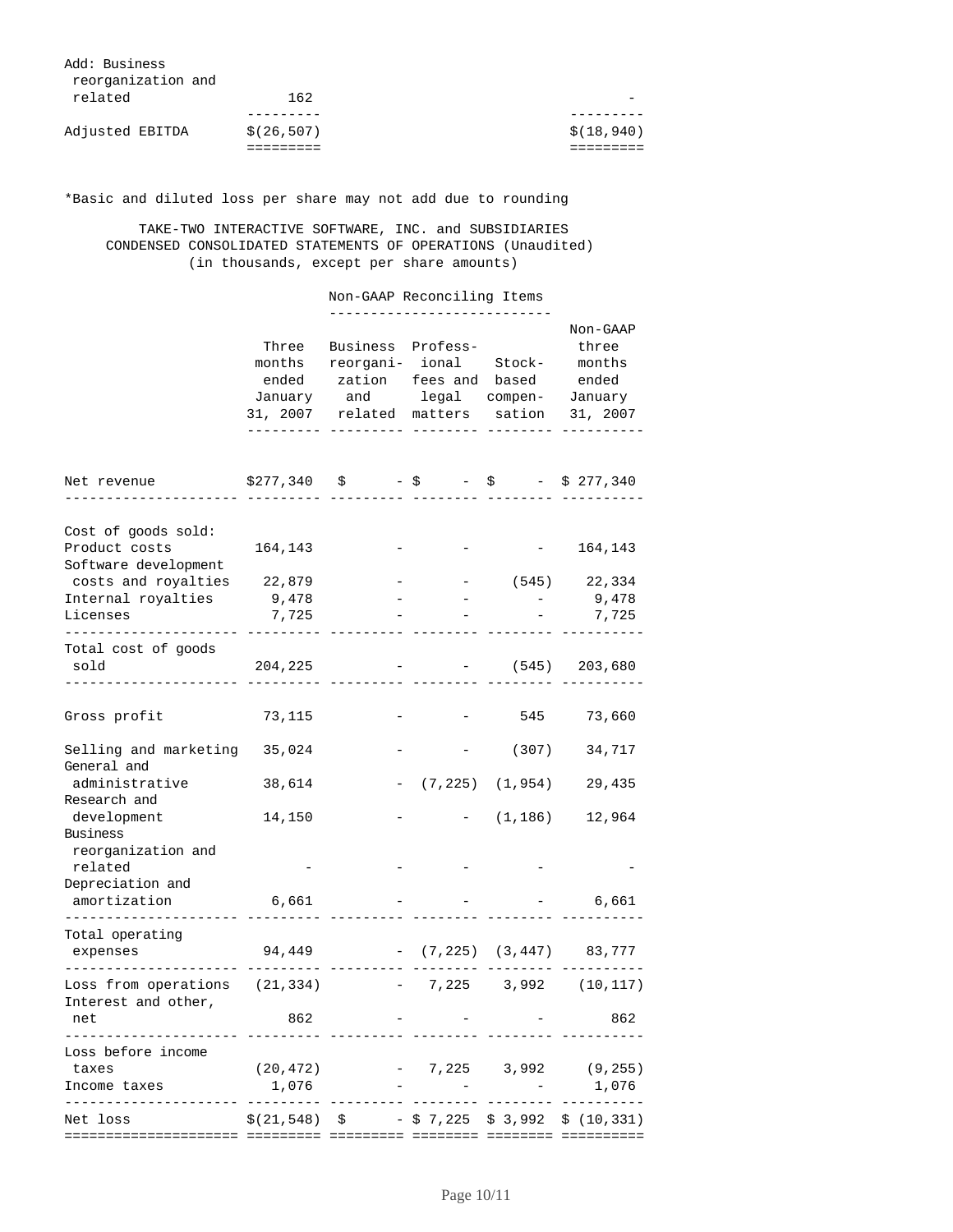| | | |
|---|---|---|
| Add: Business reorganization and related | 162 | - |
| Adjusted EBITDA | $(26,507) | $(18,940) |

*Basic and diluted loss per share may not add due to rounding

TAKE-TWO INTERACTIVE SOFTWARE, INC. and SUBSIDIARIES
CONDENSED CONSOLIDATED STATEMENTS OF OPERATIONS (Unaudited)
(in thousands, except per share amounts)

| | Three months ended January 31, 2007 | Non-GAAP Reconciling Items: Business reorganization and related | Professional fees and legal matters | Stock-based compensation | Non-GAAP three months ended January 31, 2007 |
|---|---|---|---|---|---|
| Net revenue | $277,340 | $ - | $ - | $ - | $ 277,340 |
| Cost of goods sold: | | | | | |
| Product costs | 164,143 | - | - | - | 164,143 |
| Software development costs and royalties | 22,879 | - | - | (545) | 22,334 |
| Internal royalties | 9,478 | - | - | - | 9,478 |
| Licenses | 7,725 | - | - | - | 7,725 |
| Total cost of goods sold | 204,225 | - | - | (545) | 203,680 |
| Gross profit | 73,115 | - | - | 545 | 73,660 |
| Selling and marketing | 35,024 | - | - | (307) | 34,717 |
| General and administrative | 38,614 | - | (7,225) | (1,954) | 29,435 |
| Research and development | 14,150 | - | - | (1,186) | 12,964 |
| Business reorganization and related | - | - | - | - | - |
| Depreciation and amortization | 6,661 | - | - | - | 6,661 |
| Total operating expenses | 94,449 | - | (7,225) | (3,447) | 83,777 |
| Loss from operations | (21,334) | - | 7,225 | 3,992 | (10,117) |
| Interest and other, net | 862 | - | - | - | 862 |
| Loss before income taxes | (20,472) | - | 7,225 | 3,992 | (9,255) |
| Income taxes | 1,076 | - | - | - | 1,076 |
| Net loss | $(21,548) | $ - | $ 7,225 | $ 3,992 | $ (10,331) |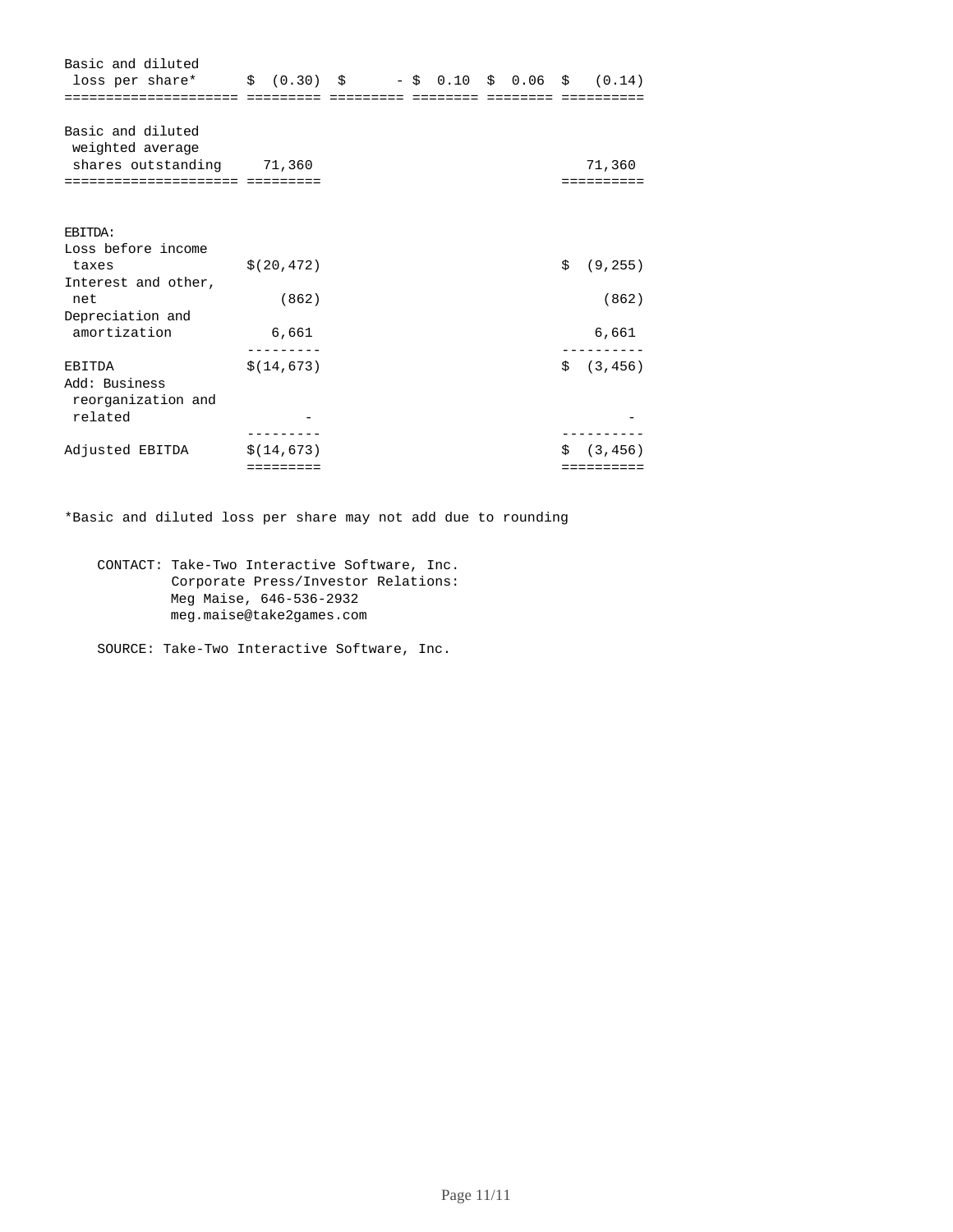| | | | | | |
|---|---|---|---|---|---|
| Basic and diluted loss per share* | $ (0.30) | $ - | $ 0.10 | $ 0.06 | $ (0.14) |
| Basic and diluted weighted average shares outstanding | 71,360 | | | | 71,360 |
| EBITDA: | | | | | |
| Loss before income taxes | $(20,472) | | | | $ (9,255) |
| Interest and other, net | (862) | | | | (862) |
| Depreciation and amortization | 6,661 | | | | 6,661 |
| EBITDA | $(14,673) | | | | $ (3,456) |
| Add: Business reorganization and related | - | | | | - |
| Adjusted EBITDA | $(14,673) | | | | $ (3,456) |

*Basic and diluted loss per share may not add due to rounding

CONTACT: Take-Two Interactive Software, Inc.
Corporate Press/Investor Relations:
Meg Maise, 646-536-2932
meg.maise@take2games.com

SOURCE: Take-Two Interactive Software, Inc.